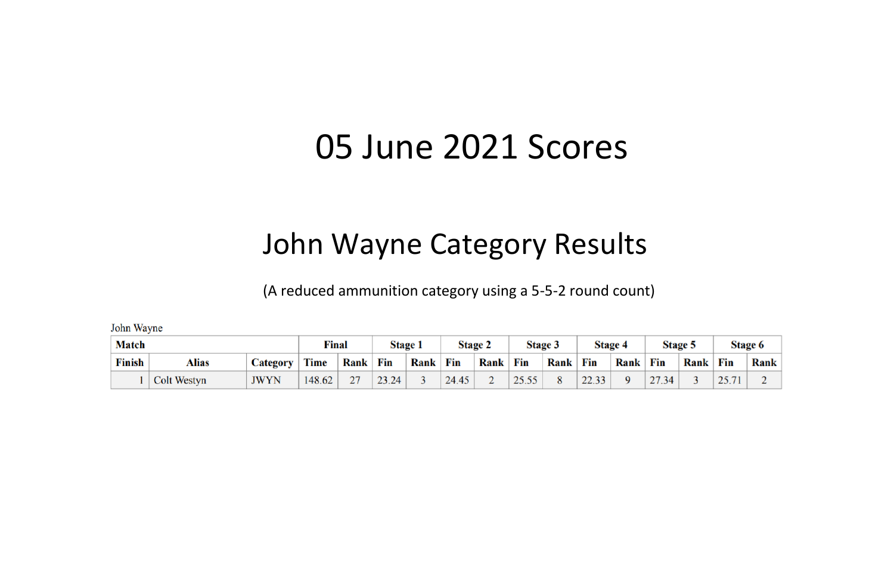# 05 June 2021 Scores

## John Wayne Category Results

(A reduced ammunition category using a 5-5-2 round count)

John Wayne

| Match | | | Final | | Stage 1 | | Stage 2 | | Stage 3 | | Stage 4 | | Stage 5 | | Stage 6 | |
|---|---|---|---|---|---|---|---|---|---|---|---|---|---|---|---|---|
| Finish | Alias | Category | Time | Rank | Fin | Rank | Fin | Rank | Fin | Rank | Fin | Rank | Fin | Rank | Fin | Rank |
| 1 | Colt Westyn | JWYN | 148.62 | 27 | 23.24 | 3 | 24.45 | 2 | 25.55 | 8 | 22.33 | 9 | 27.34 | 3 | 25.71 | 2 |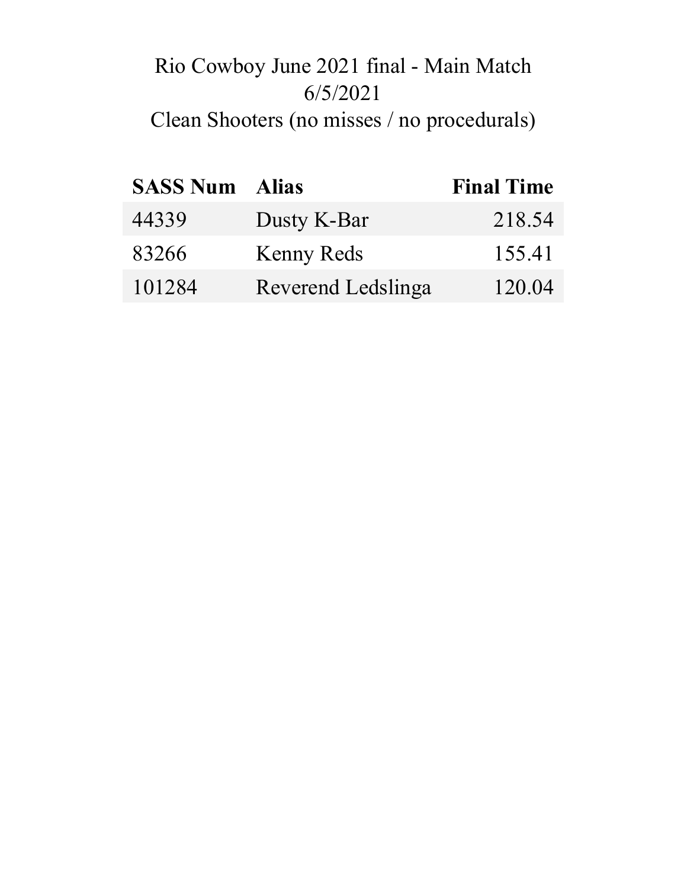# Rio Cowboy June 2021 final - Main Match

6/5/2021

Clean Shooters (no misses / no procedurals)

| SASS Num | Alias | Final Time |
|---|---|---:|
| 44339 | Dusty K-Bar | 218.54 |
| 83266 | Kenny Reds | 155.41 |
| 101284 | Reverend Ledslinga | 120.04 |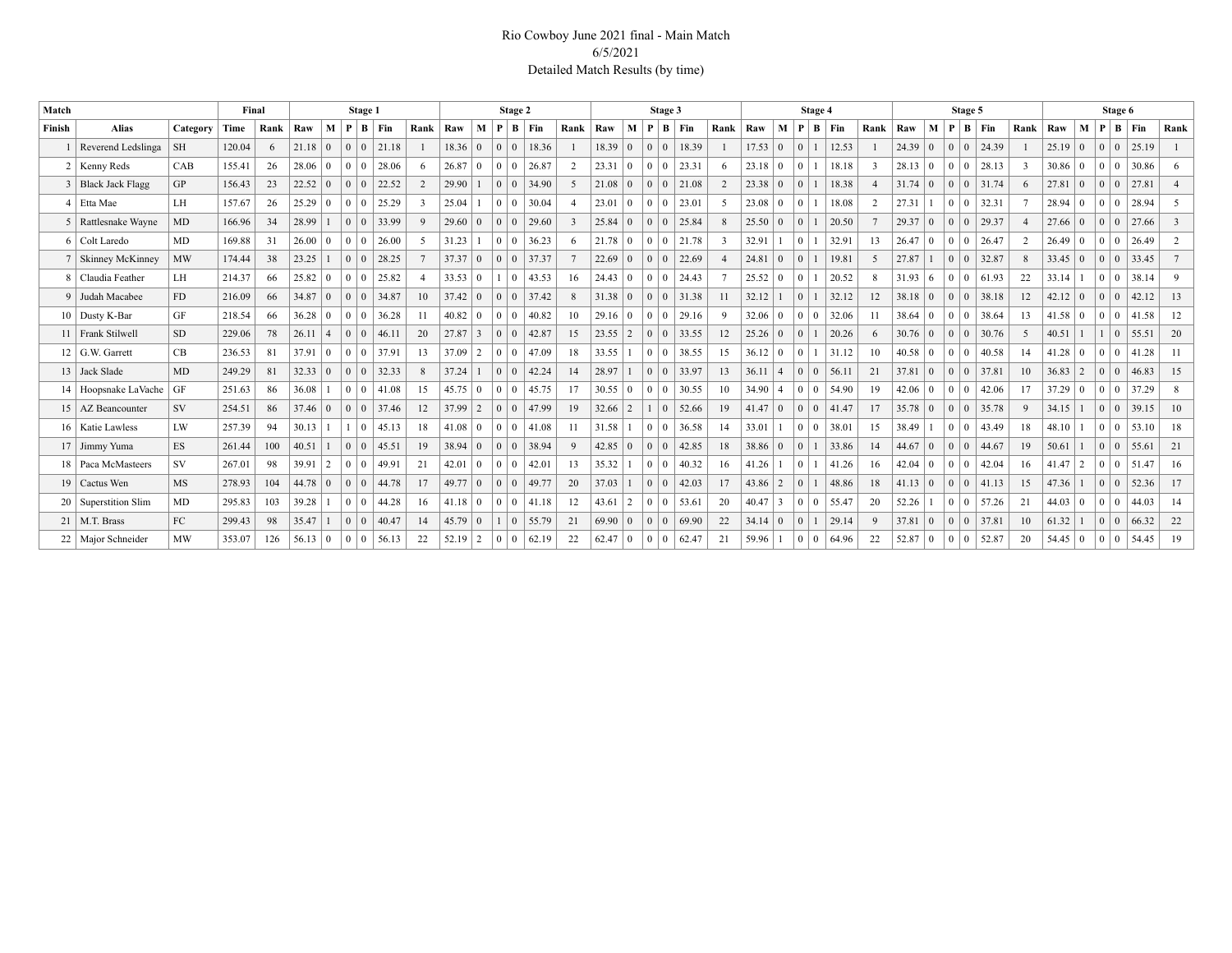Rio Cowboy June 2021 final - Main Match
6/5/2021
Detailed Match Results (by time)

| Match | | | Final | | Stage 1 | | | | | | Stage 2 | | | | | | Stage 3 | | | | | | Stage 4 | | | | | | Stage 5 | | | | | | Stage 6 | | | | | |
|---|---|---|---|---|---|---|---|---|---|---|---|---|---|---|---|---|---|---|---|---|---|---|---|---|---|---|---|---|---|---|---|---|---|---|---|---|---|---|---|---|
| Finish | Alias | Category | Time | Rank | Raw | M | P | B | Fin | Rank | Raw | M | P | B | Fin | Rank | Raw | M | P | B | Fin | Rank | Raw | M | P | B | Fin | Rank | Raw | M | P | B | Fin | Rank | Raw | M | P | B | Fin | Rank |
| 1 | Reverend Ledslinga | SH | 120.04 | 6 | 21.18 | 0 | 0 | 0 | 21.18 | 1 | 18.36 | 0 | 0 | 0 | 18.36 | 1 | 18.39 | 0 | 0 | 0 | 18.39 | 1 | 17.53 | 0 | 0 | 1 | 12.53 | 1 | 24.39 | 0 | 0 | 0 | 24.39 | 1 | 25.19 | 0 | 0 | 0 | 25.19 | 1 |
| 2 | Kenny Reds | CAB | 155.41 | 26 | 28.06 | 0 | 0 | 0 | 28.06 | 6 | 26.87 | 0 | 0 | 0 | 26.87 | 2 | 23.31 | 0 | 0 | 0 | 23.31 | 6 | 23.18 | 0 | 0 | 1 | 18.18 | 3 | 28.13 | 0 | 0 | 0 | 28.13 | 3 | 30.86 | 0 | 0 | 0 | 30.86 | 6 |
| 3 | Black Jack Flagg | GP | 156.43 | 23 | 22.52 | 0 | 0 | 0 | 22.52 | 2 | 29.90 | 1 | 0 | 0 | 34.90 | 5 | 21.08 | 0 | 0 | 0 | 21.08 | 2 | 23.38 | 0 | 0 | 1 | 18.38 | 4 | 31.74 | 0 | 0 | 0 | 31.74 | 6 | 27.81 | 0 | 0 | 0 | 27.81 | 4 |
| 4 | Etta Mae | LH | 157.67 | 26 | 25.29 | 0 | 0 | 0 | 25.29 | 3 | 25.04 | 1 | 0 | 0 | 30.04 | 4 | 23.01 | 0 | 0 | 0 | 23.01 | 5 | 23.08 | 0 | 0 | 1 | 18.08 | 2 | 27.31 | 1 | 0 | 0 | 32.31 | 7 | 28.94 | 0 | 0 | 0 | 28.94 | 5 |
| 5 | Rattlesnake Wayne | MD | 166.96 | 34 | 28.99 | 1 | 0 | 0 | 33.99 | 9 | 29.60 | 0 | 0 | 0 | 29.60 | 3 | 25.84 | 0 | 0 | 0 | 25.84 | 8 | 25.50 | 0 | 0 | 1 | 20.50 | 7 | 29.37 | 0 | 0 | 0 | 29.37 | 4 | 27.66 | 0 | 0 | 0 | 27.66 | 3 |
| 6 | Colt Laredo | MD | 169.88 | 31 | 26.00 | 0 | 0 | 0 | 26.00 | 5 | 31.23 | 1 | 0 | 0 | 36.23 | 6 | 21.78 | 0 | 0 | 0 | 21.78 | 3 | 32.91 | 1 | 0 | 1 | 32.91 | 13 | 26.47 | 0 | 0 | 0 | 26.47 | 2 | 26.49 | 0 | 0 | 0 | 26.49 | 2 |
| 7 | Skinney McKinney | MW | 174.44 | 38 | 23.25 | 1 | 0 | 0 | 28.25 | 7 | 37.37 | 0 | 0 | 0 | 37.37 | 7 | 22.69 | 0 | 0 | 0 | 22.69 | 4 | 24.81 | 0 | 0 | 1 | 19.81 | 5 | 27.87 | 1 | 0 | 0 | 32.87 | 8 | 33.45 | 0 | 0 | 0 | 33.45 | 7 |
| 8 | Claudia Feather | LH | 214.37 | 66 | 25.82 | 0 | 0 | 0 | 25.82 | 4 | 33.53 | 0 | 1 | 0 | 43.53 | 16 | 24.43 | 0 | 0 | 0 | 24.43 | 7 | 25.52 | 0 | 0 | 1 | 20.52 | 8 | 31.93 | 6 | 0 | 0 | 61.93 | 22 | 33.14 | 1 | 0 | 0 | 38.14 | 9 |
| 9 | Judah Macabee | FD | 216.09 | 66 | 34.87 | 0 | 0 | 0 | 34.87 | 10 | 37.42 | 0 | 0 | 0 | 37.42 | 8 | 31.38 | 0 | 0 | 0 | 31.38 | 11 | 32.12 | 1 | 0 | 1 | 32.12 | 12 | 38.18 | 0 | 0 | 0 | 38.18 | 12 | 42.12 | 0 | 0 | 0 | 42.12 | 13 |
| 10 | Dusty K-Bar | GF | 218.54 | 66 | 36.28 | 0 | 0 | 0 | 36.28 | 11 | 40.82 | 0 | 0 | 0 | 40.82 | 10 | 29.16 | 0 | 0 | 0 | 29.16 | 9 | 32.06 | 0 | 0 | 0 | 32.06 | 11 | 38.64 | 0 | 0 | 0 | 38.64 | 13 | 41.58 | 0 | 0 | 0 | 41.58 | 12 |
| 11 | Frank Stilwell | SD | 229.06 | 78 | 26.11 | 4 | 0 | 0 | 46.11 | 20 | 27.87 | 3 | 0 | 0 | 42.87 | 15 | 23.55 | 2 | 0 | 0 | 33.55 | 12 | 25.26 | 0 | 0 | 1 | 20.26 | 6 | 30.76 | 0 | 0 | 0 | 30.76 | 5 | 40.51 | 1 | 1 | 0 | 55.51 | 20 |
| 12 | G.W. Garrett | CB | 236.53 | 81 | 37.91 | 0 | 0 | 0 | 37.91 | 13 | 37.09 | 2 | 0 | 0 | 47.09 | 18 | 33.55 | 1 | 0 | 0 | 38.55 | 15 | 36.12 | 0 | 0 | 1 | 31.12 | 10 | 40.58 | 0 | 0 | 0 | 40.58 | 14 | 41.28 | 0 | 0 | 0 | 41.28 | 11 |
| 13 | Jack Slade | MD | 249.29 | 81 | 32.33 | 0 | 0 | 0 | 32.33 | 8 | 37.24 | 1 | 0 | 0 | 42.24 | 14 | 28.97 | 1 | 0 | 0 | 33.97 | 13 | 36.11 | 4 | 0 | 0 | 56.11 | 21 | 37.81 | 0 | 0 | 0 | 37.81 | 10 | 36.83 | 2 | 0 | 0 | 46.83 | 15 |
| 14 | Hoopsnake LaVache | GF | 251.63 | 86 | 36.08 | 1 | 0 | 0 | 41.08 | 15 | 45.75 | 0 | 0 | 0 | 45.75 | 17 | 30.55 | 0 | 0 | 0 | 30.55 | 10 | 34.90 | 4 | 0 | 0 | 54.90 | 19 | 42.06 | 0 | 0 | 0 | 42.06 | 17 | 37.29 | 0 | 0 | 0 | 37.29 | 8 |
| 15 | AZ Beancounter | SV | 254.51 | 86 | 37.46 | 0 | 0 | 0 | 37.46 | 12 | 37.99 | 2 | 0 | 0 | 47.99 | 19 | 32.66 | 2 | 1 | 0 | 52.66 | 19 | 41.47 | 0 | 0 | 0 | 41.47 | 17 | 35.78 | 0 | 0 | 0 | 35.78 | 9 | 34.15 | 1 | 0 | 0 | 39.15 | 10 |
| 16 | Katie Lawless | LW | 257.39 | 94 | 30.13 | 1 | 1 | 0 | 45.13 | 18 | 41.08 | 0 | 0 | 0 | 41.08 | 11 | 31.58 | 1 | 0 | 0 | 36.58 | 14 | 33.01 | 1 | 0 | 0 | 38.01 | 15 | 38.49 | 1 | 0 | 0 | 43.49 | 18 | 48.10 | 1 | 0 | 0 | 53.10 | 18 |
| 17 | Jimmy Yuma | ES | 261.44 | 100 | 40.51 | 1 | 0 | 0 | 45.51 | 19 | 38.94 | 0 | 0 | 0 | 38.94 | 9 | 42.85 | 0 | 0 | 0 | 42.85 | 18 | 38.86 | 0 | 0 | 1 | 33.86 | 14 | 44.67 | 0 | 0 | 0 | 44.67 | 19 | 50.61 | 1 | 0 | 0 | 55.61 | 21 |
| 18 | Paca McMasteers | SV | 267.01 | 98 | 39.91 | 2 | 0 | 0 | 49.91 | 21 | 42.01 | 0 | 0 | 0 | 42.01 | 13 | 35.32 | 1 | 0 | 0 | 40.32 | 16 | 41.26 | 1 | 0 | 1 | 41.26 | 16 | 42.04 | 0 | 0 | 0 | 42.04 | 16 | 41.47 | 2 | 0 | 0 | 51.47 | 16 |
| 19 | Cactus Wen | MS | 278.93 | 104 | 44.78 | 0 | 0 | 0 | 44.78 | 17 | 49.77 | 0 | 0 | 0 | 49.77 | 20 | 37.03 | 1 | 0 | 0 | 42.03 | 17 | 43.86 | 2 | 0 | 1 | 48.86 | 18 | 41.13 | 0 | 0 | 0 | 41.13 | 15 | 47.36 | 1 | 0 | 0 | 52.36 | 17 |
| 20 | Superstition Slim | MD | 295.83 | 103 | 39.28 | 1 | 0 | 0 | 44.28 | 16 | 41.18 | 0 | 0 | 0 | 41.18 | 12 | 43.61 | 2 | 0 | 0 | 53.61 | 20 | 40.47 | 3 | 0 | 0 | 55.47 | 20 | 52.26 | 1 | 0 | 0 | 57.26 | 21 | 44.03 | 0 | 0 | 0 | 44.03 | 14 |
| 21 | M.T. Brass | FC | 299.43 | 98 | 35.47 | 1 | 0 | 0 | 40.47 | 14 | 45.79 | 0 | 1 | 0 | 55.79 | 21 | 69.90 | 0 | 0 | 0 | 69.90 | 22 | 34.14 | 0 | 0 | 1 | 29.14 | 9 | 37.81 | 0 | 0 | 0 | 37.81 | 10 | 61.32 | 1 | 0 | 0 | 66.32 | 22 |
| 22 | Major Schneider | MW | 353.07 | 126 | 56.13 | 0 | 0 | 0 | 56.13 | 22 | 52.19 | 2 | 0 | 0 | 62.19 | 22 | 62.47 | 0 | 0 | 0 | 62.47 | 21 | 59.96 | 1 | 0 | 0 | 64.96 | 22 | 52.87 | 0 | 0 | 0 | 52.87 | 20 | 54.45 | 0 | 0 | 0 | 54.45 | 19 |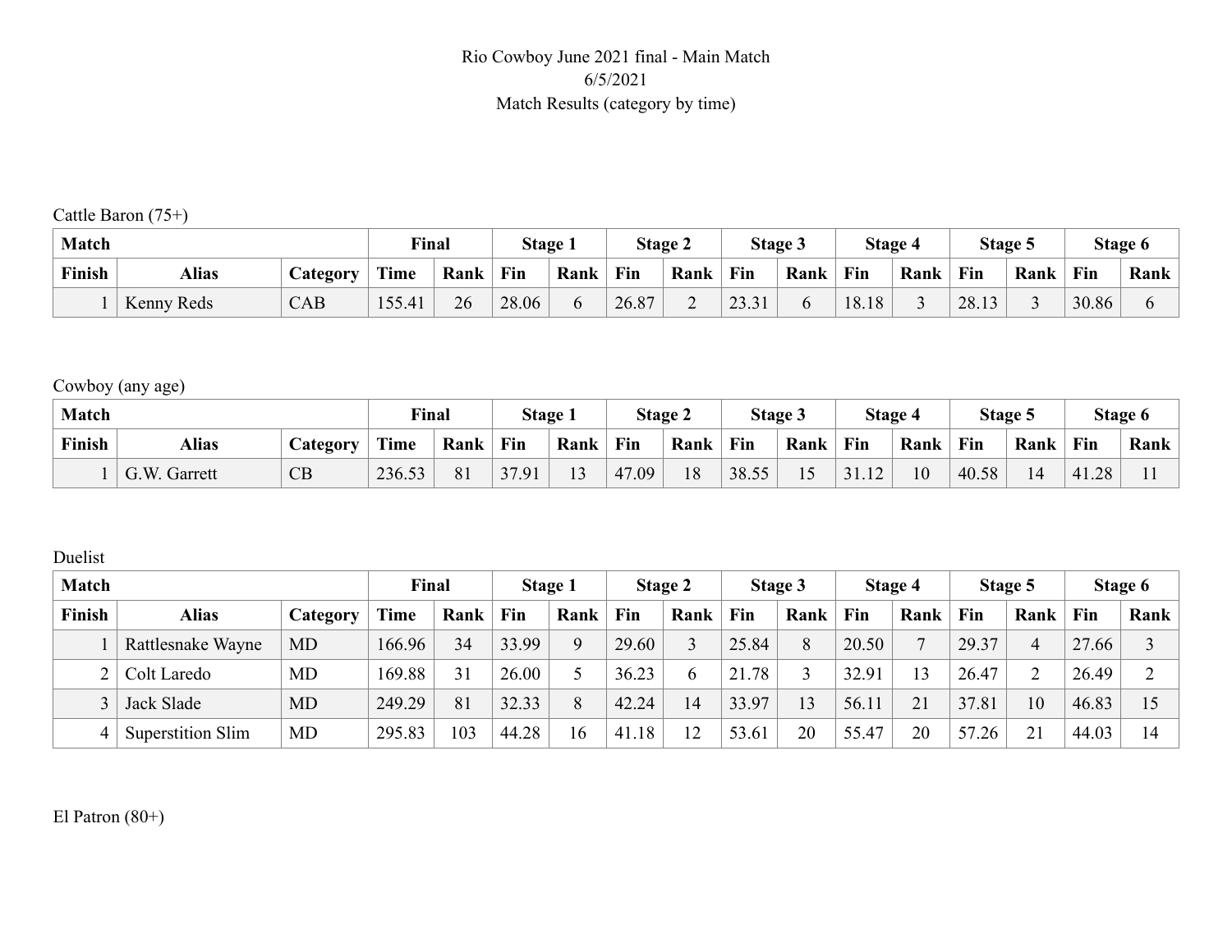Rio Cowboy June 2021 final - Main Match
6/5/2021
Match Results (category by time)

Cattle Baron (75+)

| Match | | | Final | | Stage 1 | | Stage 2 | | Stage 3 | | Stage 4 | | Stage 5 | | Stage 6 | |
|---|---|---|---|---|---|---|---|---|---|---|---|---|---|---|---|---|
| **Finish** | **Alias** | **Category** | **Time** | **Rank** | **Fin** | **Rank** | **Fin** | **Rank** | **Fin** | **Rank** | **Fin** | **Rank** | **Fin** | **Rank** | **Fin** | **Rank** |
| 1 | Kenny Reds | CAB | 155.41 | 26 | 28.06 | 6 | 26.87 | 2 | 23.31 | 6 | 18.18 | 3 | 28.13 | 3 | 30.86 | 6 |

Cowboy (any age)

| Match | | | Final | | Stage 1 | | Stage 2 | | Stage 3 | | Stage 4 | | Stage 5 | | Stage 6 | |
|---|---|---|---|---|---|---|---|---|---|---|---|---|---|---|---|---|
| **Finish** | **Alias** | **Category** | **Time** | **Rank** | **Fin** | **Rank** | **Fin** | **Rank** | **Fin** | **Rank** | **Fin** | **Rank** | **Fin** | **Rank** | **Fin** | **Rank** |
| 1 | G.W. Garrett | CB | 236.53 | 81 | 37.91 | 13 | 47.09 | 18 | 38.55 | 15 | 31.12 | 10 | 40.58 | 14 | 41.28 | 11 |

Duelist

| Match | | | Final | | Stage 1 | | Stage 2 | | Stage 3 | | Stage 4 | | Stage 5 | | Stage 6 | |
|---|---|---|---|---|---|---|---|---|---|---|---|---|---|---|---|---|
| **Finish** | **Alias** | **Category** | **Time** | **Rank** | **Fin** | **Rank** | **Fin** | **Rank** | **Fin** | **Rank** | **Fin** | **Rank** | **Fin** | **Rank** | **Fin** | **Rank** |
| 1 | Rattlesnake Wayne | MD | 166.96 | 34 | 33.99 | 9 | 29.60 | 3 | 25.84 | 8 | 20.50 | 7 | 29.37 | 4 | 27.66 | 3 |
| 2 | Colt Laredo | MD | 169.88 | 31 | 26.00 | 5 | 36.23 | 6 | 21.78 | 3 | 32.91 | 13 | 26.47 | 2 | 26.49 | 2 |
| 3 | Jack Slade | MD | 249.29 | 81 | 32.33 | 8 | 42.24 | 14 | 33.97 | 13 | 56.11 | 21 | 37.81 | 10 | 46.83 | 15 |
| 4 | Superstition Slim | MD | 295.83 | 103 | 44.28 | 16 | 41.18 | 12 | 53.61 | 20 | 55.47 | 20 | 57.26 | 21 | 44.03 | 14 |

El Patron (80+)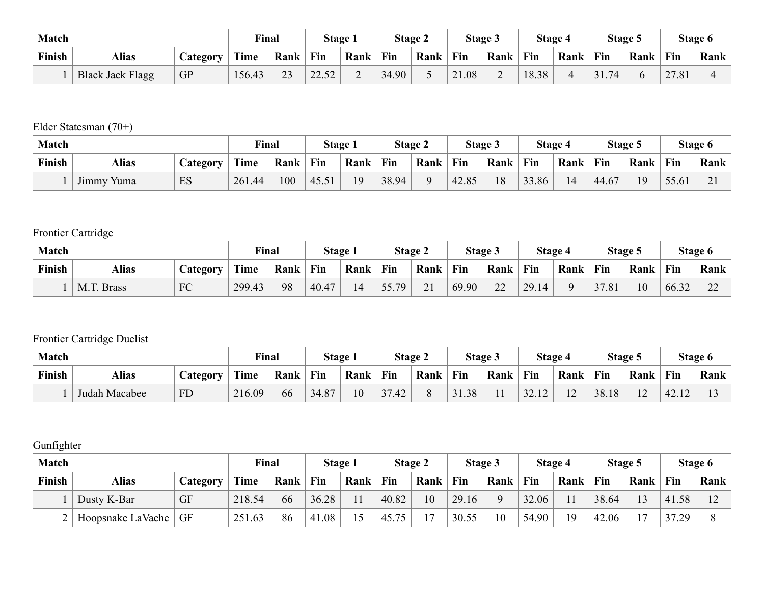| Match | | | Final | | Stage 1 | | Stage 2 | | Stage 3 | | Stage 4 | | Stage 5 | | Stage 6 | |
|---|---|---|---|---|---|---|---|---|---|---|---|---|---|---|---|---|
| Finish | Alias | Category | Time | Rank | Fin | Rank | Fin | Rank | Fin | Rank | Fin | Rank | Fin | Rank | Fin | Rank |
| 1 | Black Jack Flagg | GP | 156.43 | 23 | 22.52 | 2 | 34.90 | 5 | 21.08 | 2 | 18.38 | 4 | 31.74 | 6 | 27.81 | 4 |

Elder Statesman (70+)

| Match | | | Final | | Stage 1 | | Stage 2 | | Stage 3 | | Stage 4 | | Stage 5 | | Stage 6 | |
|---|---|---|---|---|---|---|---|---|---|---|---|---|---|---|---|---|
| Finish | Alias | Category | Time | Rank | Fin | Rank | Fin | Rank | Fin | Rank | Fin | Rank | Fin | Rank | Fin | Rank |
| 1 | Jimmy Yuma | ES | 261.44 | 100 | 45.51 | 19 | 38.94 | 9 | 42.85 | 18 | 33.86 | 14 | 44.67 | 19 | 55.61 | 21 |

Frontier Cartridge

| Match | | | Final | | Stage 1 | | Stage 2 | | Stage 3 | | Stage 4 | | Stage 5 | | Stage 6 | |
|---|---|---|---|---|---|---|---|---|---|---|---|---|---|---|---|---|
| Finish | Alias | Category | Time | Rank | Fin | Rank | Fin | Rank | Fin | Rank | Fin | Rank | Fin | Rank | Fin | Rank |
| 1 | M.T. Brass | FC | 299.43 | 98 | 40.47 | 14 | 55.79 | 21 | 69.90 | 22 | 29.14 | 9 | 37.81 | 10 | 66.32 | 22 |

Frontier Cartridge Duelist

| Match | | | Final | | Stage 1 | | Stage 2 | | Stage 3 | | Stage 4 | | Stage 5 | | Stage 6 | |
|---|---|---|---|---|---|---|---|---|---|---|---|---|---|---|---|---|
| Finish | Alias | Category | Time | Rank | Fin | Rank | Fin | Rank | Fin | Rank | Fin | Rank | Fin | Rank | Fin | Rank |
| 1 | Judah Macabee | FD | 216.09 | 66 | 34.87 | 10 | 37.42 | 8 | 31.38 | 11 | 32.12 | 12 | 38.18 | 12 | 42.12 | 13 |

Gunfighter

| Match | | | Final | | Stage 1 | | Stage 2 | | Stage 3 | | Stage 4 | | Stage 5 | | Stage 6 | |
|---|---|---|---|---|---|---|---|---|---|---|---|---|---|---|---|---|
| Finish | Alias | Category | Time | Rank | Fin | Rank | Fin | Rank | Fin | Rank | Fin | Rank | Fin | Rank | Fin | Rank |
| 1 | Dusty K-Bar | GF | 218.54 | 66 | 36.28 | 11 | 40.82 | 10 | 29.16 | 9 | 32.06 | 11 | 38.64 | 13 | 41.58 | 12 |
| 2 | Hoopsnake LaVache | GF | 251.63 | 86 | 41.08 | 15 | 45.75 | 17 | 30.55 | 10 | 54.90 | 19 | 42.06 | 17 | 37.29 | 8 |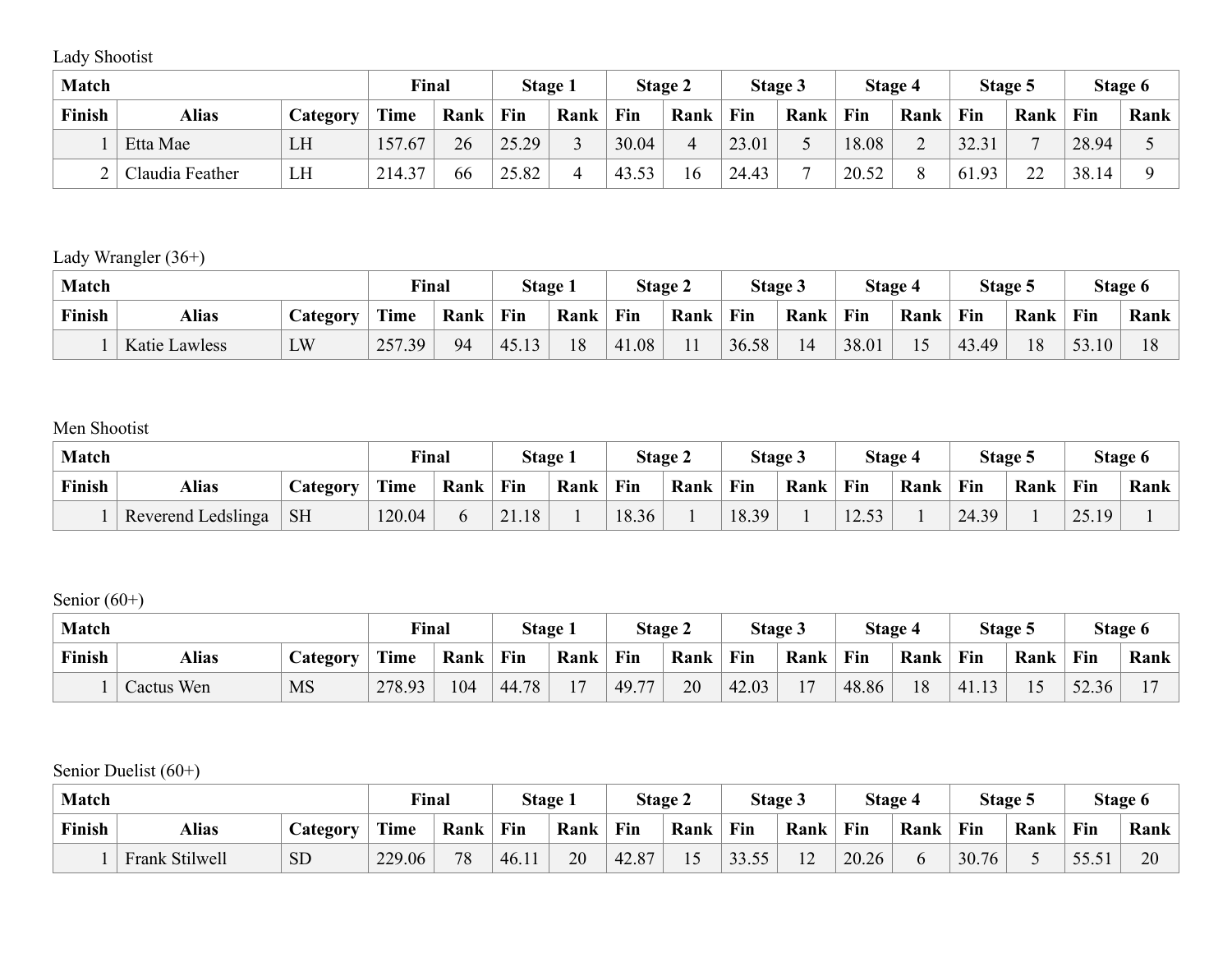Lady Shootist

| Match | | | Final | | Stage 1 | | Stage 2 | | Stage 3 | | Stage 4 | | Stage 5 | | Stage 6 | |
|---|---|---|---|---|---|---|---|---|---|---|---|---|---|---|---|---|
| Finish | Alias | Category | Time | Rank | Fin | Rank | Fin | Rank | Fin | Rank | Fin | Rank | Fin | Rank | Fin | Rank |
| 1 | Etta Mae | LH | 157.67 | 26 | 25.29 | 3 | 30.04 | 4 | 23.01 | 5 | 18.08 | 2 | 32.31 | 7 | 28.94 | 5 |
| 2 | Claudia Feather | LH | 214.37 | 66 | 25.82 | 4 | 43.53 | 16 | 24.43 | 7 | 20.52 | 8 | 61.93 | 22 | 38.14 | 9 |

Lady Wrangler (36+)

| Match | | | Final | | Stage 1 | | Stage 2 | | Stage 3 | | Stage 4 | | Stage 5 | | Stage 6 | |
|---|---|---|---|---|---|---|---|---|---|---|---|---|---|---|---|---|
| Finish | Alias | Category | Time | Rank | Fin | Rank | Fin | Rank | Fin | Rank | Fin | Rank | Fin | Rank | Fin | Rank |
| 1 | Katie Lawless | LW | 257.39 | 94 | 45.13 | 18 | 41.08 | 11 | 36.58 | 14 | 38.01 | 15 | 43.49 | 18 | 53.10 | 18 |

Men Shootist

| Match | | | Final | | Stage 1 | | Stage 2 | | Stage 3 | | Stage 4 | | Stage 5 | | Stage 6 | |
|---|---|---|---|---|---|---|---|---|---|---|---|---|---|---|---|---|
| Finish | Alias | Category | Time | Rank | Fin | Rank | Fin | Rank | Fin | Rank | Fin | Rank | Fin | Rank | Fin | Rank |
| 1 | Reverend Ledslinga | SH | 120.04 | 6 | 21.18 | 1 | 18.36 | 1 | 18.39 | 1 | 12.53 | 1 | 24.39 | 1 | 25.19 | 1 |

Senior (60+)

| Match | | | Final | | Stage 1 | | Stage 2 | | Stage 3 | | Stage 4 | | Stage 5 | | Stage 6 | |
|---|---|---|---|---|---|---|---|---|---|---|---|---|---|---|---|---|
| Finish | Alias | Category | Time | Rank | Fin | Rank | Fin | Rank | Fin | Rank | Fin | Rank | Fin | Rank | Fin | Rank |
| 1 | Cactus Wen | MS | 278.93 | 104 | 44.78 | 17 | 49.77 | 20 | 42.03 | 17 | 48.86 | 18 | 41.13 | 15 | 52.36 | 17 |

Senior Duelist (60+)

| Match | | | Final | | Stage 1 | | Stage 2 | | Stage 3 | | Stage 4 | | Stage 5 | | Stage 6 | |
|---|---|---|---|---|---|---|---|---|---|---|---|---|---|---|---|---|
| Finish | Alias | Category | Time | Rank | Fin | Rank | Fin | Rank | Fin | Rank | Fin | Rank | Fin | Rank | Fin | Rank |
| 1 | Frank Stilwell | SD | 229.06 | 78 | 46.11 | 20 | 42.87 | 15 | 33.55 | 12 | 20.26 | 6 | 30.76 | 5 | 55.51 | 20 |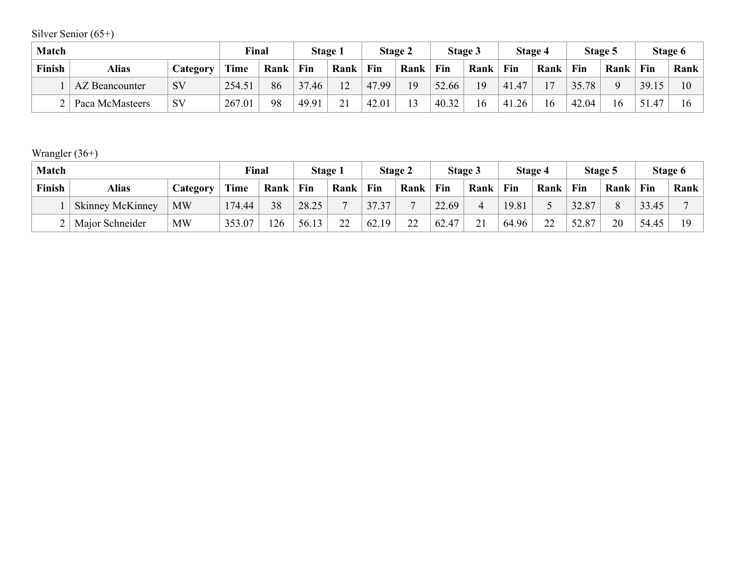Silver Senior (65+)

| Match | | | Final | | Stage 1 | | Stage 2 | | Stage 3 | | Stage 4 | | Stage 5 | | Stage 6 | |
|---|---|---|---|---|---|---|---|---|---|---|---|---|---|---|---|---|
| Finish | Alias | Category | Time | Rank | Fin | Rank | Fin | Rank | Fin | Rank | Fin | Rank | Fin | Rank | Fin | Rank |
| 1 | AZ Beancounter | SV | 254.51 | 86 | 37.46 | 12 | 47.99 | 19 | 52.66 | 19 | 41.47 | 17 | 35.78 | 9 | 39.15 | 10 |
| 2 | Paca McMasteers | SV | 267.01 | 98 | 49.91 | 21 | 42.01 | 13 | 40.32 | 16 | 41.26 | 16 | 42.04 | 16 | 51.47 | 16 |

Wrangler (36+)

| Match | | | Final | | Stage 1 | | Stage 2 | | Stage 3 | | Stage 4 | | Stage 5 | | Stage 6 | |
|---|---|---|---|---|---|---|---|---|---|---|---|---|---|---|---|---|
| Finish | Alias | Category | Time | Rank | Fin | Rank | Fin | Rank | Fin | Rank | Fin | Rank | Fin | Rank | Fin | Rank |
| 1 | Skinney McKinney | MW | 174.44 | 38 | 28.25 | 7 | 37.37 | 7 | 22.69 | 4 | 19.81 | 5 | 32.87 | 8 | 33.45 | 7 |
| 2 | Major Schneider | MW | 353.07 | 126 | 56.13 | 22 | 62.19 | 22 | 62.47 | 21 | 64.96 | 22 | 52.87 | 20 | 54.45 | 19 |